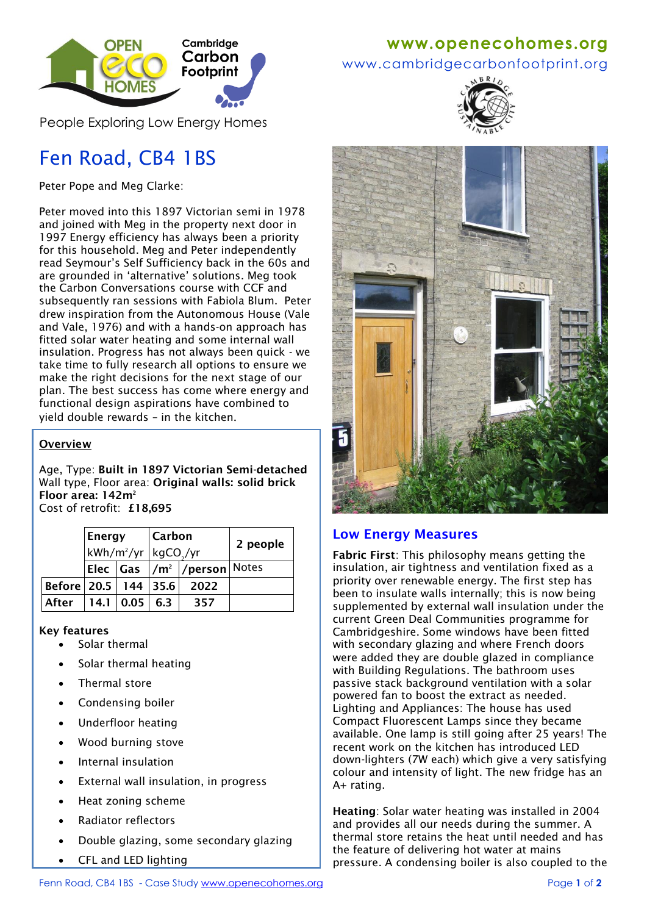Open Eco Homes · Cambridge Carbon Footprint

People Exploring Low Energy Homes

**www.openecohomes.org**
www.cambridgecarbonfootprint.org

# Fen Road, CB4 1BS

Peter Pope and Meg Clarke:

Peter moved into this 1897 Victorian semi in 1978 and joined with Meg in the property next door in 1997 Energy efficiency has always been a priority for this household. Meg and Peter independently read Seymour's Self Sufficiency back in the 60s and are grounded in 'alternative' solutions. Meg took the Carbon Conversations course with CCF and subsequently ran sessions with Fabiola Blum. Peter drew inspiration from the Autonomous House (Vale and Vale, 1976) and with a hands-on approach has fitted solar water heating and some internal wall insulation. Progress has not always been quick - we take time to fully research all options to ensure we make the right decisions for the next stage of our plan. The best success has come where energy and functional design aspirations have combined to yield double rewards – in the kitchen.

## Overview

Age, Type: **Built in 1897 Victorian Semi-detached**
Wall type, Floor area: **Original walls: solid brick**
**Floor area: 142m²**
Cost of retrofit: **£18,695**

| | Energy kWh/m²/yr | | Carbon $kgCO_2$/yr | | 2 people |
|---|---|---|---|---|---|
| | **Elec** | **Gas** | /m² | /person | Notes |
| **Before** | 20.5 | 144 | 35.6 | 2022 | |
| **After** | 14.1 | 0.05 | 6.3 | 357 | |

**Key features**

- Solar thermal
- Solar thermal heating
- Thermal store
- Condensing boiler
- Underfloor heating
- Wood burning stove
- Internal insulation
- External wall insulation, in progress
- Heat zoning scheme
- Radiator reflectors
- Double glazing, some secondary glazing
- CFL and LED lighting

## Low Energy Measures

**Fabric First**: This philosophy means getting the insulation, air tightness and ventilation fixed as a priority over renewable energy. The first step has been to insulate walls internally; this is now being supplemented by external wall insulation under the current Green Deal Communities programme for Cambridgeshire. Some windows have been fitted with secondary glazing and where French doors were added they are double glazed in compliance with Building Regulations. The bathroom uses passive stack background ventilation with a solar powered fan to boost the extract as needed. Lighting and Appliances: The house has used Compact Fluorescent Lamps since they became available. One lamp is still going after 25 years! The recent work on the kitchen has introduced LED down-lighters (7W each) which give a very satisfying colour and intensity of light. The new fridge has an A+ rating.

**Heating**: Solar water heating was installed in 2004 and provides all our needs during the summer. A thermal store retains the heat until needed and has the feature of delivering hot water at mains pressure. A condensing boiler is also coupled to the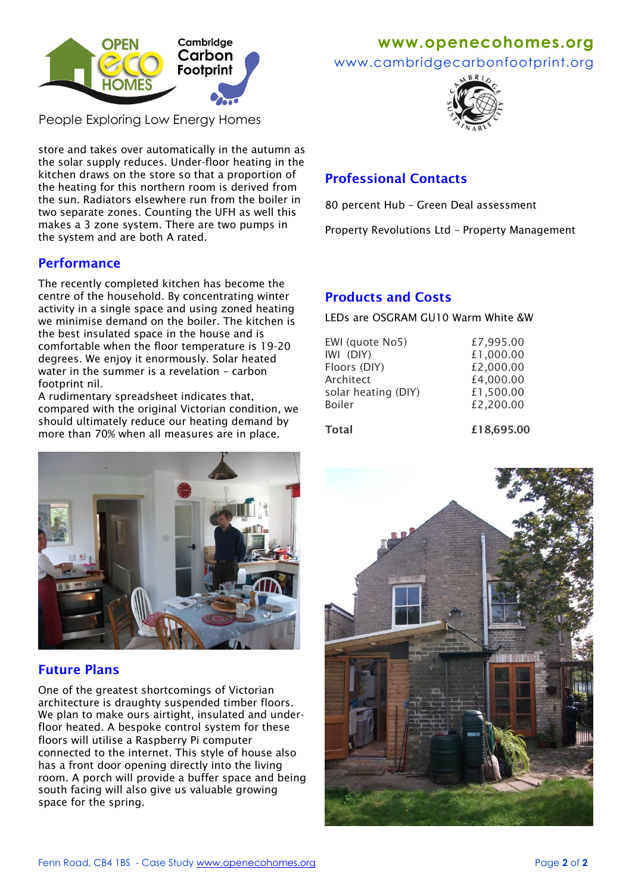store and takes over automatically in the autumn as the solar supply reduces. Under-floor heating in the kitchen draws on the store so that a proportion of the heating for this northern room is derived from the sun. Radiators elsewhere run from the boiler in two separate zones. Counting the UFH as well this makes a 3 zone system. There are two pumps in the system and are both A rated.

## Performance

The recently completed kitchen has become the centre of the household. By concentrating winter activity in a single space and using zoned heating we minimise demand on the boiler. The kitchen is the best insulated space in the house and is comfortable when the floor temperature is 19-20 degrees. We enjoy it enormously. Solar heated water in the summer is a revelation – carbon footprint nil.

A rudimentary spreadsheet indicates that, compared with the original Victorian condition, we should ultimately reduce our heating demand by more than 70% when all measures are in place.

## Future Plans

One of the greatest shortcomings of Victorian architecture is draughty suspended timber floors. We plan to make ours airtight, insulated and under-floor heated. A bespoke control system for these floors will utilise a Raspberry Pi computer connected to the internet. This style of house also has a front door opening directly into the living room. A porch will provide a buffer space and being south facing will also give us valuable growing space for the spring.

## Professional Contacts

80 percent Hub – Green Deal assessment

Property Revolutions Ltd – Property Management

## Products and Costs

LEDs are OSGRAM GU10 Warm White &W

| | |
|---|---|
| EWI (quote No5) | £7,995.00 |
| IWI (DIY) | £1,000.00 |
| Floors (DIY) | £2,000.00 |
| Architect | £4,000.00 |
| solar heating (DIY) | £1,500.00 |
| Boiler | £2,200.00 |
| **Total** | **£18,695.00** |